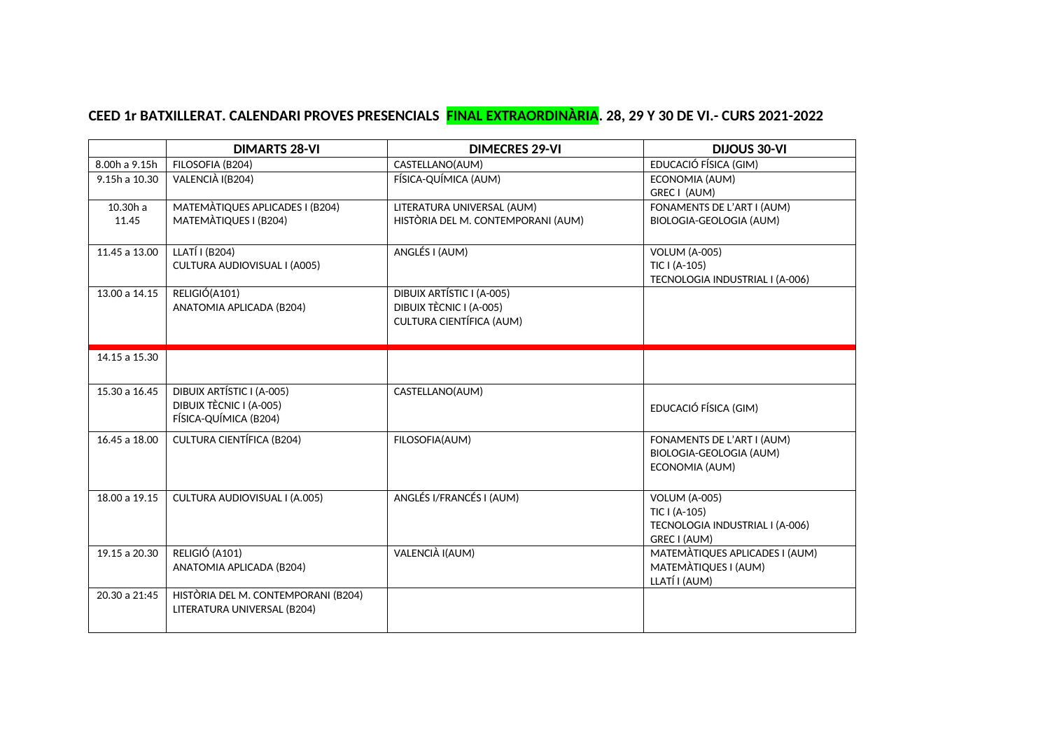## CEED 1r BATXILLERAT. CALENDARI PROVES PRESENCIALS FINAL EXTRAORDINÀRIA. 28, 29 Y 30 DE VI.- CURS 2021-2022

| | DIMARTS 28-VI | DIMECRES 29-VI | DIJOUS 30-VI |
|---|---|---|---|
| 8.00h a 9.15h | FILOSOFIA (B204) | CASTELLANO(AUM) | EDUCACIÓ FÍSICA (GIM) |
| 9.15h a 10.30 | VALENCIÀ I(B204) | FÍSICA-QUÍMICA (AUM) | ECONOMIA (AUM)<br>GREC I (AUM) |
| 10.30h a 11.45 | MATEMÀTIQUES APLICADES I (B204)<br>MATEMÀTIQUES I (B204) | LITERATURA UNIVERSAL (AUM)<br>HISTÒRIA DEL M. CONTEMPORANI (AUM) | FONAMENTS DE L'ART I (AUM)<br>BIOLOGIA-GEOLOGIA (AUM) |
| 11.45 a 13.00 | LLATÍ I (B204)<br>CULTURA AUDIOVISUAL I (A005) | ANGLÉS I (AUM) | VOLUM (A-005)<br>TIC I (A-105)<br>TECNOLOGIA INDUSTRIAL I (A-006) |
| 13.00 a 14.15 | RELIGIÓ(A101)<br>ANATOMIA APLICADA (B204) | DIBUIX ARTÍSTIC I (A-005)<br>DIBUIX TÈCNIC I (A-005)<br>CULTURA CIENTÍFICA (AUM) | |
| 14.15 a 15.30 | | | |
| 15.30 a 16.45 | DIBUIX ARTÍSTIC I (A-005)<br>DIBUIX TÈCNIC I (A-005)<br>FÍSICA-QUÍMICA (B204) | CASTELLANO(AUM) | EDUCACIÓ FÍSICA (GIM) |
| 16.45 a 18.00 | CULTURA CIENTÍFICA (B204) | FILOSOFIA(AUM) | FONAMENTS DE L'ART I (AUM)<br>BIOLOGIA-GEOLOGIA (AUM)<br>ECONOMIA (AUM) |
| 18.00 a 19.15 | CULTURA AUDIOVISUAL I (A.005) | ANGLÉS I/FRANCÉS I (AUM) | VOLUM (A-005)<br>TIC I (A-105)<br>TECNOLOGIA INDUSTRIAL I (A-006)<br>GREC I (AUM) |
| 19.15 a 20.30 | RELIGIÓ (A101)<br>ANATOMIA APLICADA (B204) | VALENCIÀ I(AUM) | MATEMÀTIQUES APLICADES I (AUM)<br>MATEMÀTIQUES I (AUM)<br>LLATÍ I (AUM) |
| 20.30 a 21:45 | HISTÒRIA DEL M. CONTEMPORANI (B204)<br>LITERATURA UNIVERSAL (B204) | | |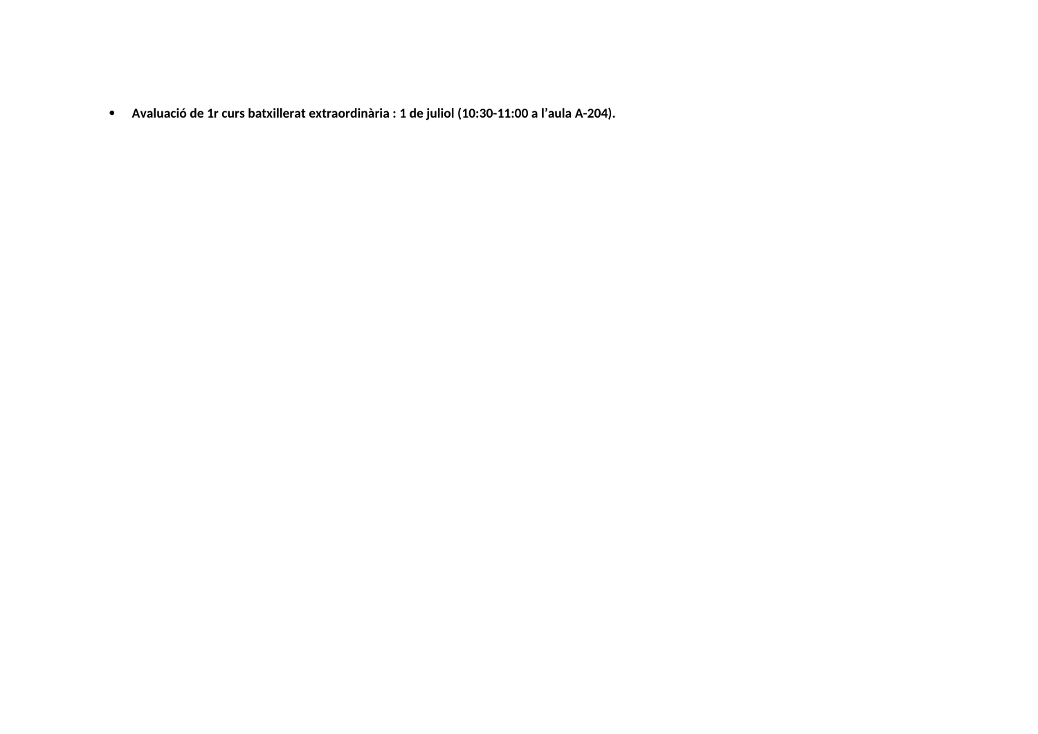- **Avaluació de 1r curs batxillerat extraordinària : 1 de juliol (10:30-11:00 a l'aula A-204).**